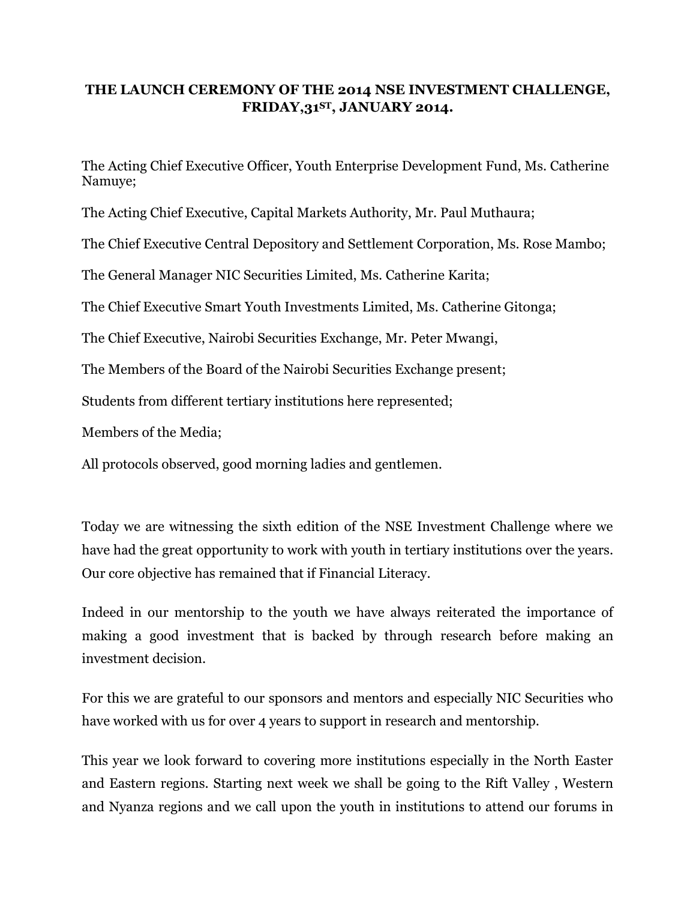# THE LAUNCH CEREMONY OF THE 2014 NSE INVESTMENT CHALLENGE, FRIDAY,31ST, JANUARY 2014.

The Acting Chief Executive Officer, Youth Enterprise Development Fund, Ms. Catherine Namuye;

The Acting Chief Executive, Capital Markets Authority, Mr. Paul Muthaura;

The Chief Executive Central Depository and Settlement Corporation, Ms. Rose Mambo;

The General Manager NIC Securities Limited, Ms. Catherine Karita;

The Chief Executive Smart Youth Investments Limited, Ms. Catherine Gitonga;

The Chief Executive, Nairobi Securities Exchange, Mr. Peter Mwangi,

The Members of the Board of the Nairobi Securities Exchange present;

Students from different tertiary institutions here represented;

Members of the Media;

All protocols observed, good morning ladies and gentlemen.

Today we are witnessing the sixth edition of the NSE Investment Challenge where we have had the great opportunity to work with youth in tertiary institutions over the years. Our core objective has remained that if Financial Literacy.

Indeed in our mentorship to the youth we have always reiterated the importance of making a good investment that is backed by through research before making an investment decision.

For this we are grateful to our sponsors and mentors and especially NIC Securities who have worked with us for over 4 years to support in research and mentorship.

This year we look forward to covering more institutions especially in the North Easter and Eastern regions. Starting next week we shall be going to the Rift Valley , Western and Nyanza regions and we call upon the youth in institutions to attend our forums in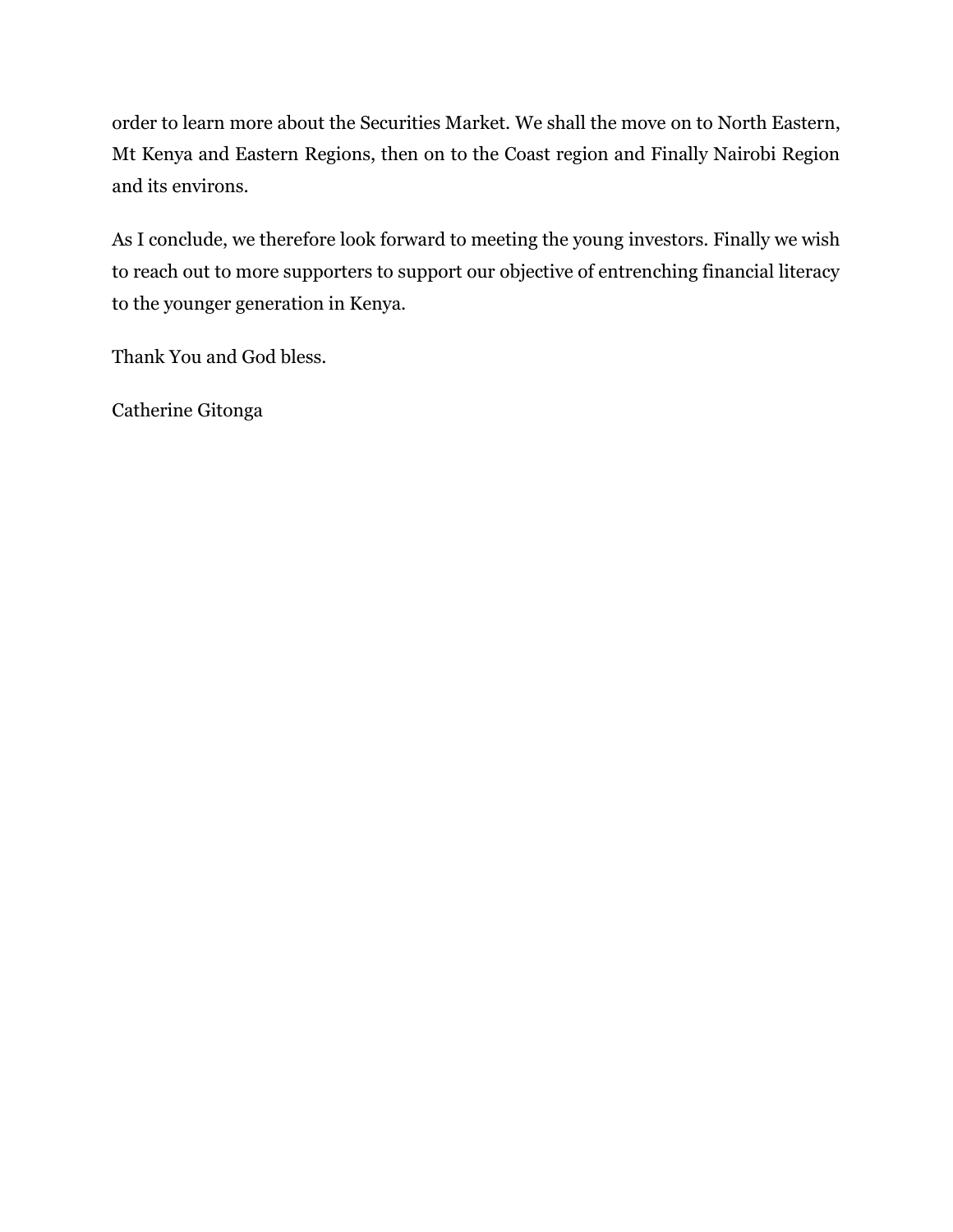order to learn more about the Securities Market. We shall the move on to North Eastern, Mt Kenya and Eastern Regions, then on to the Coast region and Finally Nairobi Region and its environs.

As I conclude, we therefore look forward to meeting the young investors. Finally we wish to reach out to more supporters to support our objective of entrenching financial literacy to the younger generation in Kenya.

Thank You and God bless.

Catherine Gitonga